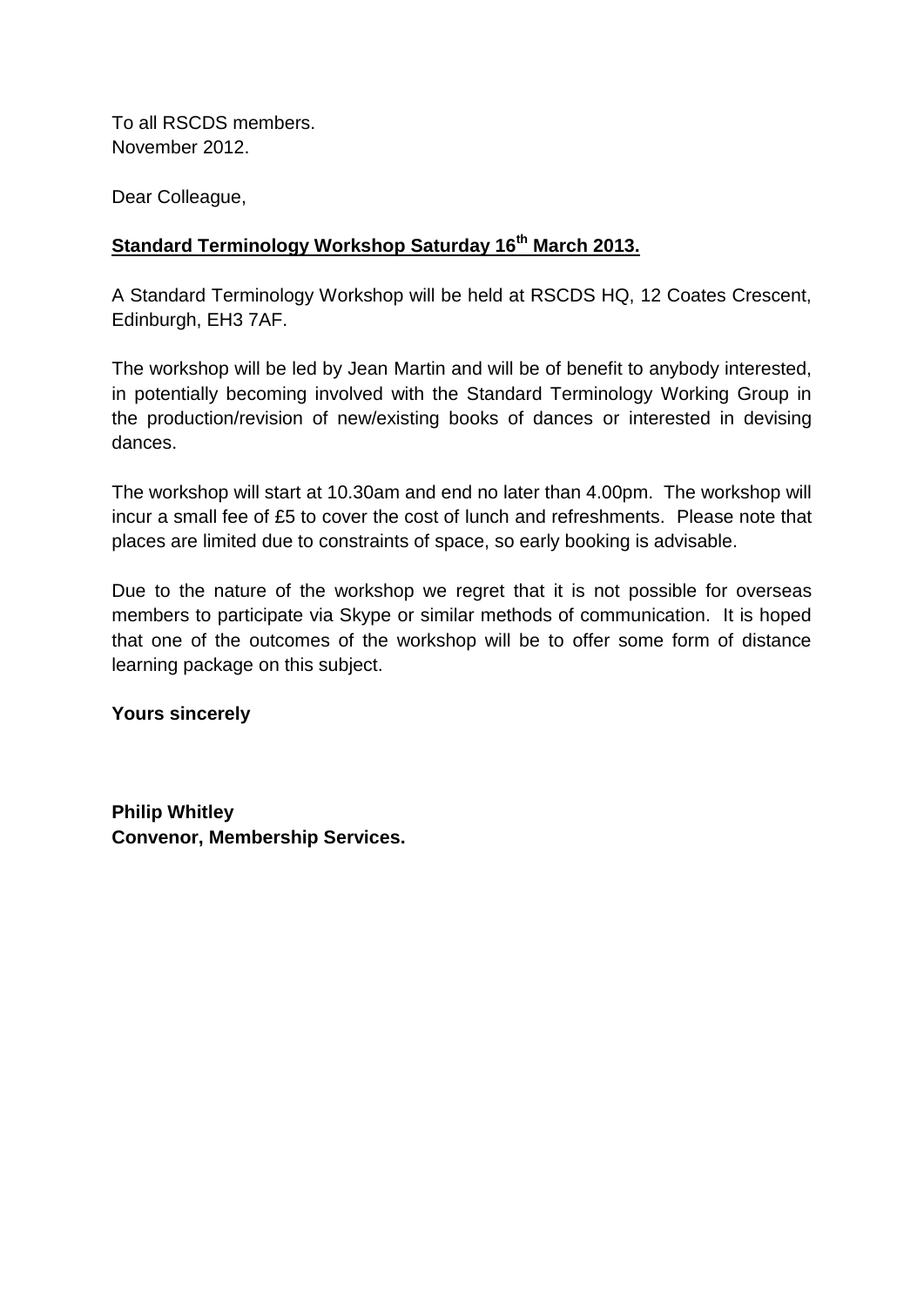To all RSCDS members.
November 2012.

Dear Colleague,

**Standard Terminology Workshop Saturday 16th March 2013.**

A Standard Terminology Workshop will be held at RSCDS HQ, 12 Coates Crescent, Edinburgh, EH3 7AF.

The workshop will be led by Jean Martin and will be of benefit to anybody interested, in potentially becoming involved with the Standard Terminology Working Group in the production/revision of new/existing books of dances or interested in devising dances.

The workshop will start at 10.30am and end no later than 4.00pm. The workshop will incur a small fee of £5 to cover the cost of lunch and refreshments. Please note that places are limited due to constraints of space, so early booking is advisable.

Due to the nature of the workshop we regret that it is not possible for overseas members to participate via Skype or similar methods of communication. It is hoped that one of the outcomes of the workshop will be to offer some form of distance learning package on this subject.

**Yours sincerely**

**Philip Whitley**
**Convenor, Membership Services.**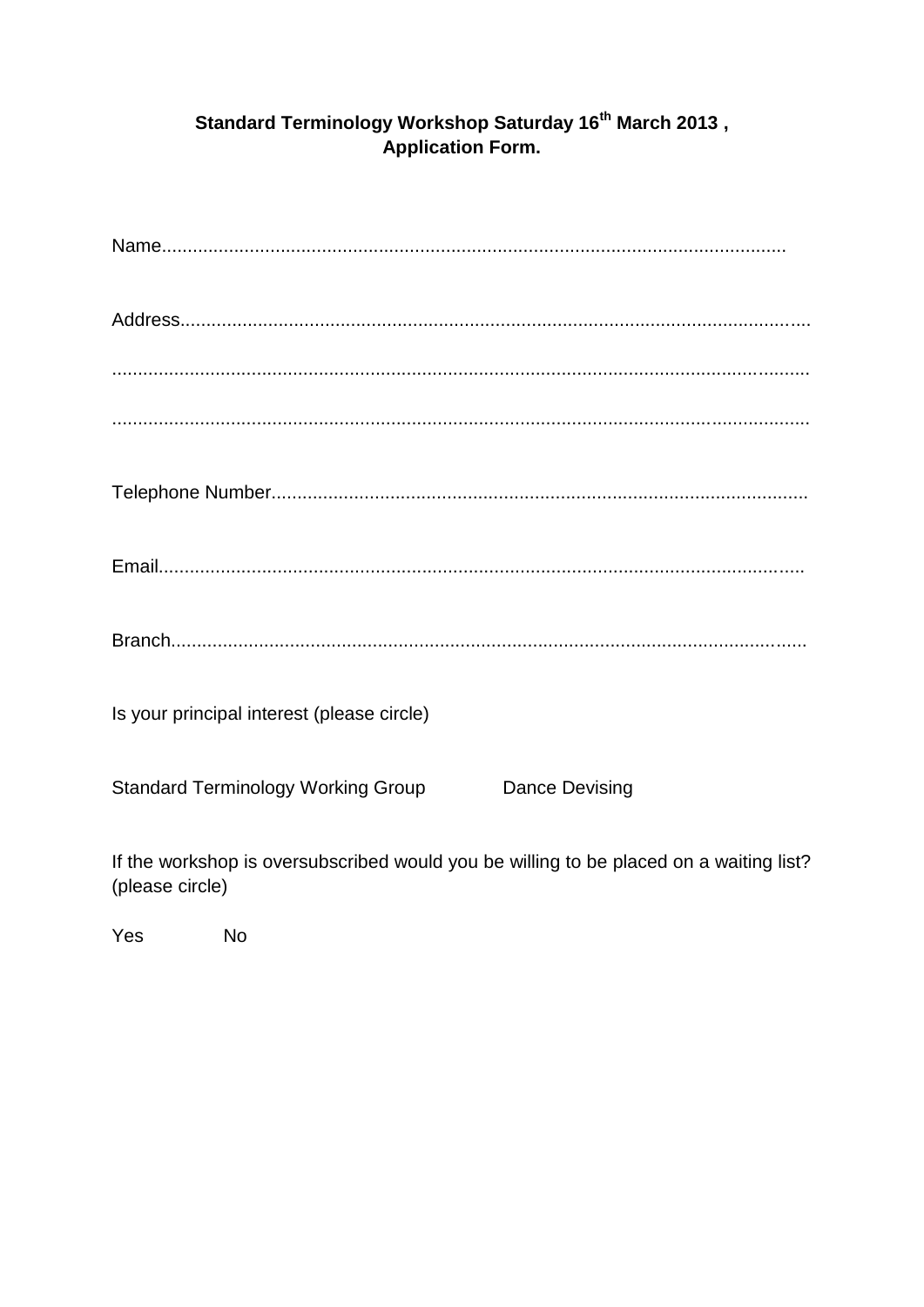**Standard Terminology Workshop Saturday 16th March 2013 , Application Form.**

Name.......................................................................................................................

Address.......................................................................................................................

.......................................................................................................................

.......................................................................................................................

Telephone Number.......................................................................................................

Email.......................................................................................................................

Branch.......................................................................................................................

Is your principal interest (please circle)

Standard Terminology Working Group    Dance Devising

If the workshop is oversubscribed would you be willing to be placed on a waiting list? (please circle)

Yes    No